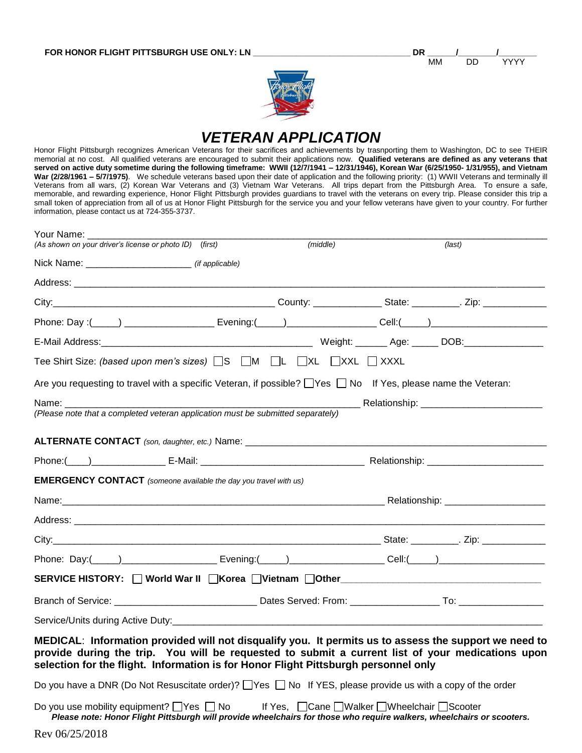**FOR HONOR FLIGHT PITTSBURGH USE ONLY: LN** ________________________________ **DR** ______/_______/________
MM DD YYYY

# *VETERAN APPLICATION*

Honor Flight Pittsburgh recognizes American Veterans for their sacrifices and achievements by trasnporting them to Washington, DC to see THEIR memorial at no cost. All qualified veterans are encouraged to submit their applications now. **Qualified veterans are defined as any veterans that served on active duty sometime during the following timeframe: WWII (12/7/1941 – 12/31/1946), Korean War (6/25/1950- 1/31/955), and Vietnam War (2/28/1961 – 5/7/1975)**. We schedule veterans based upon their date of application and the following priority: (1) WWII Veterans and terminally ill Veterans from all wars, (2) Korean War Veterans and (3) Vietnam War Veterans. All trips depart from the Pittsburgh Area. To ensure a safe, memorable, and rewarding experience, Honor Flight Pittsburgh provides guardians to travel with the veterans on every trip. Please consider this trip a small token of appreciation from all of us at Honor Flight Pittsburgh for the service you and your fellow veterans have given to your country. For further information, please contact us at 724-355-3737.

Your Name: ______________________________________________________________________________
*(As shown on your driver's license or photo ID)* *(first)* *(middle)* *(last)*

Nick Name: ____________________ *(if applicable)*

Address: ______________________________________________________________________________

City:_________________________________________ County: _____________ State: _________. Zip: ____________

Phone: Day :(_____) _________________ Evening:(_____)_________________ Cell:(_____)_______________________

E-Mail Address:________________________________________ Weight: ______ Age: _____ DOB:_______________

Tee Shirt Size: *(based upon men's sizes)* ☐S ☐M ☐L ☐XL ☐XXL ☐ XXXL

Are you requesting to travel with a specific Veteran, if possible? ☐Yes ☐ No If Yes, please name the Veteran:

Name: ________________________________________________________ Relationship: _______________________
*(Please note that a completed veteran application must be submitted separately)*

**ALTERNATE CONTACT** *(son, daughter, etc.)* Name: ___________________________________________________________

Phone:(____)______________ E-Mail: _______________________________ Relationship: ______________________

**EMERGENCY CONTACT** *(someone available the day you travel with us)*

Name:______________________________________________________________ Relationship: ___________________

Address: ______________________________________________________________________________

City:______________________________________________________________ State: _________. Zip: ____________

Phone: Day:(_____)__________________ Evening:(_____)__________________ Cell:(_____)____________________

**SERVICE HISTORY:** ☐ **World War II** ☐**Korea** ☐**Vietnam** ☐**Other**_______________________________________

Branch of Service: ___________________________ Dates Served: From: ________________ To: ________________

Service/Units during Active Duty:_______________________________________________________________________

**MEDICAL**: **Information provided will not disqualify you. It permits us to assess the support we need to provide during the trip. You will be requested to submit a current list of your medications upon selection for the flight. Information is for Honor Flight Pittsburgh personnel only**

Do you have a DNR (Do Not Resuscitate order)? ☐Yes ☐ No If YES, please provide us with a copy of the order

Do you use mobility equipment? ☐Yes ☐ No If Yes, ☐Cane ☐Walker ☐Wheelchair ☐Scooter
***Please note: Honor Flight Pittsburgh will provide wheelchairs for those who require walkers, wheelchairs or scooters.***

Rev 06/25/2018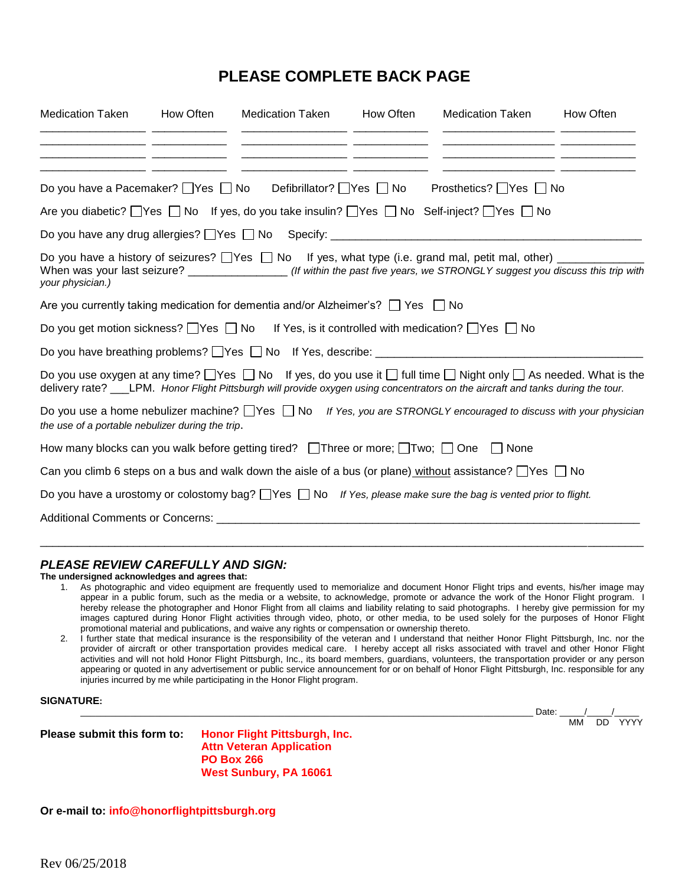# PLEASE COMPLETE BACK PAGE

| Medication Taken | How Often | Medication Taken | How Often | Medication Taken | How Often |
|---|---|---|---|---|---|
| | | | | | |
| | | | | | |
| | | | | | |
| | | | | | |

Do you have a Pacemaker? ☐Yes ☐ No Defibrillator? ☐Yes ☐ No Prosthetics? ☐Yes ☐ No

Are you diabetic? ☐Yes ☐ No If yes, do you take insulin? ☐Yes ☐ No Self-inject? ☐Yes ☐ No

Do you have any drug allergies? ☐Yes ☐ No Specify: ___________________________________________

Do you have a history of seizures? ☐Yes ☐ No If yes, what type (i.e. grand mal, petit mal, other) ____________ When was your last seizure? _______________ *(If within the past five years, we STRONGLY suggest you discuss this trip with your physician.)*

Are you currently taking medication for dementia and/or Alzheimer's? ☐ Yes ☐ No

Do you get motion sickness? ☐Yes ☐ No If Yes, is it controlled with medication? ☐Yes ☐ No

Do you have breathing problems? ☐Yes ☐ No If Yes, describe: ___________________________________________

Do you use oxygen at any time? ☐Yes ☐ No If yes, do you use it ☐ full time ☐ Night only ☐ As needed. What is the delivery rate? ___LPM. *Honor Flight Pittsburgh will provide oxygen using concentrators on the aircraft and tanks during the tour.*

Do you use a home nebulizer machine? ☐Yes ☐ No *If Yes, you are STRONGLY encouraged to discuss with your physician the use of a portable nebulizer during the trip*.

How many blocks can you walk before getting tired? ☐Three or more; ☐Two; ☐ One ☐ None

Can you climb 6 steps on a bus and walk down the aisle of a bus (or plane) without assistance? ☐Yes ☐ No

Do you have a urostomy or colostomy bag? ☐Yes ☐ No *If Yes, please make sure the bag is vented prior to flight.*

Additional Comments or Concerns: ___________________________________________________________________

_____________________________________________________________________________________________

## *PLEASE REVIEW CAREFULLY AND SIGN:*

**The undersigned acknowledges and agrees that:**

1. As photographic and video equipment are frequently used to memorialize and document Honor Flight trips and events, his/her image may appear in a public forum, such as the media or a website, to acknowledge, promote or advance the work of the Honor Flight program. I hereby release the photographer and Honor Flight from all claims and liability relating to said photographs. I hereby give permission for my images captured during Honor Flight activities through video, photo, or other media, to be used solely for the purposes of Honor Flight promotional material and publications, and waive any rights or compensation or ownership thereto.
2. I further state that medical insurance is the responsibility of the veteran and I understand that neither Honor Flight Pittsburgh, Inc. nor the provider of aircraft or other transportation provides medical care. I hereby accept all risks associated with travel and other Honor Flight activities and will not hold Honor Flight Pittsburgh, Inc., its board members, guardians, volunteers, the transportation provider or any person appearing or quoted in any advertisement or public service announcement for or on behalf of Honor Flight Pittsburgh, Inc. responsible for any injuries incurred by me while participating in the Honor Flight program.

**SIGNATURE:**

_________________________________________________________________________ Date: _____/_____/_____
MM DD YYYY

**Please submit this form to:** **Honor Flight Pittsburgh, Inc.**
**Attn Veteran Application**
**PO Box 266**
**West Sunbury, PA 16061**

**Or e-mail to: info@honorflightpittsburgh.org**

Rev 06/25/2018